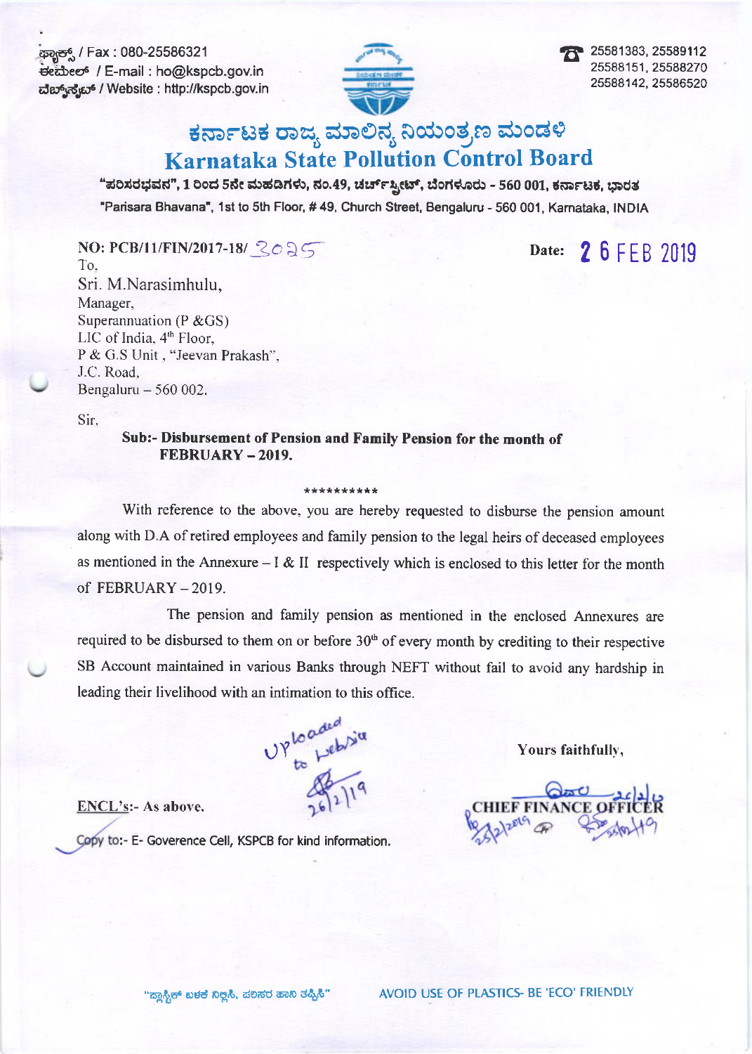ಫ್ಯಾಕ್ಸ್ / Fax : 080-25586321
ಈಮೇಲ್ / E-mail : ho@kspcb.gov.in
ವೆಬ್‌ಸೈಟ್ / Website : http://kspcb.gov.in

25581383, 25589112
25588151, 25588270
25588142, 25586520

# ಕರ್ನಾಟಕ ರಾಜ್ಯ ಮಾಲಿನ್ಯ ನಿಯಂತ್ರಣ ಮಂಡಳಿ
# Karnataka State Pollution Control Board

"ಪರಿಸರಭವನ", 1 ರಿಂದ 5ನೇ ಮಹಡಿಗಳು, ನಂ.49, ಚರ್ಚ್‌ಸ್ಟ್ರೀಟ್, ಬೆಂಗಳೂರು - 560 001, ಕರ್ನಾಟಕ, ಭಾರತ
"Parisara Bhavana", 1st to 5th Floor, # 49, Church Street, Bengaluru - 560 001, Karnataka, INDIA

**NO: PCB/11/FIN/2017-18/** 3025

**Date:** 26 FEB 2019

To,
Sri. M.Narasimhulu,
Manager,
Superannuation (P &GS)
LIC of India, 4th Floor,
P & G.S Unit , "Jeevan Prakash",
J.C. Road,
Bengaluru – 560 002.

Sir,

**Sub:- Disbursement of Pension and Family Pension for the month of FEBRUARY – 2019.**

\*\*\*\*\*\*\*\*\*\*

With reference to the above, you are hereby requested to disburse the pension amount along with D.A of retired employees and family pension to the legal heirs of deceased employees as mentioned in the Annexure – I & II respectively which is enclosed to this letter for the month of FEBRUARY – 2019.

The pension and family pension as mentioned in the enclosed Annexures are required to be disbursed to them on or before 30th of every month by crediting to their respective SB Account maintained in various Banks through NEFT without fail to avoid any hardship in leading their livelihood with an intimation to this office.

Uploaded to website 26/2/19

Yours faithfully,

**CHIEF FINANCE OFFICER**

ENCL's:- As above.

Copy to:- E- Goverence Cell, KSPCB for kind information.

"ಪ್ಲಾಸ್ಟಿಕ್ ಬಳಕೆ ನಿಲ್ಲಿಸಿ, ಪರಿಸರ ಹಾನಿ ತಪ್ಪಿಸಿ" AVOID USE OF PLASTICS- BE 'ECO' FRIENDLY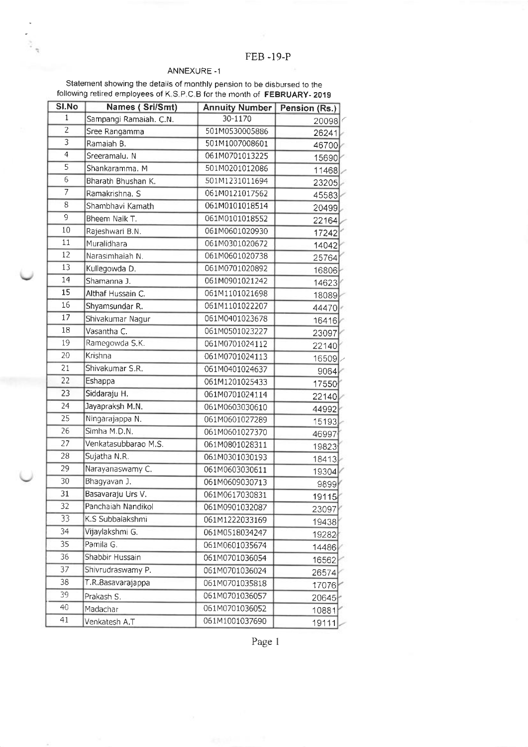FEB -19-P

## ANNEXURE -1

Statement showing the details of monthly pension to be disbursed to the following retired employees of K.S.P.C.B for the month of **FEBRUARY- 2019**

| Sl.No | Names ( Sri/Smt) | Annuity Number | Pension (Rs.) |
|---|---|---|---|
| 1 | Sampangi Ramaiah. C.N. | 30-1170 | 20098 |
| 2 | Sree Rangamma | 501M0530005886 | 26241 |
| 3 | Ramaiah B. | 501M1007008601 | 46700 |
| 4 | Sreeramalu. N | 061M0701013225 | 15690 |
| 5 | Shankaramma. M | 501M0201012086 | 11468 |
| 6 | Bharath Bhushan K. | 501M1231011694 | 23205 |
| 7 | Ramakrishna. S | 061M0121017562 | 45583 |
| 8 | Shambhavi Kamath | 061M0101018514 | 20499 |
| 9 | Bheem Naik T. | 061M0101018552 | 22164 |
| 10 | Rajeshwari B.N. | 061M0601020930 | 17242 |
| 11 | Muralidhara | 061M0301020672 | 14042 |
| 12 | Narasimhaiah N. | 061M0601020738 | 25764 |
| 13 | Kullegowda D. | 061M0701020892 | 16806 |
| 14 | Shamanna J. | 061M0901021242 | 14623 |
| 15 | Althaf Hussain C. | 061M1101021698 | 18089 |
| 16 | Shyamsundar R. | 061M1101022207 | 44470 |
| 17 | Shivakumar Nagur | 061M0401023678 | 16416 |
| 18 | Vasantha C. | 061M0501023227 | 23097 |
| 19 | Ramegowda S.K. | 061M0701024112 | 22140 |
| 20 | Krishna | 061M0701024113 | 16509 |
| 21 | Shivakumar S.R. | 061M0401024637 | 9064 |
| 22 | Eshappa | 061M1201025433 | 17550 |
| 23 | Siddaraju H. | 061M0701024114 | 22140 |
| 24 | Jayapraksh M.N. | 061M0603030610 | 44992 |
| 25 | Ningarajappa N. | 061M0601027289 | 15193 |
| 26 | Simha M.D.N. | 061M0601027370 | 46997 |
| 27 | Venkatasubbarao M.S. | 061M0801028311 | 19823 |
| 28 | Sujatha N.R. | 061M0301030193 | 18413 |
| 29 | Narayanaswamy C. | 061M0603030611 | 19304 |
| 30 | Bhagyavan J. | 061M0609030713 | 9899 |
| 31 | Basavaraju Urs V. | 061M0617030831 | 19115 |
| 32 | Panchaiah Nandikol | 061M0901032087 | 23097 |
| 33 | K.S Subbalakshmi | 061M1222033169 | 19438 |
| 34 | Vijaylakshmi G. | 061M0518034247 | 19282 |
| 35 | Pamila G. | 061M0601035674 | 14486 |
| 36 | Shabbir Hussain | 061M0701036054 | 16562 |
| 37 | Shivrudraswamy P. | 061M0701036024 | 26574 |
| 38 | T.R.Basavarajappa | 061M0701035818 | 17076 |
| 39 | Prakash S. | 061M0701036057 | 20645 |
| 40 | Madachar | 061M0701036052 | 10881 |
| 41 | Venkatesh A.T | 061M1001037690 | 19111 |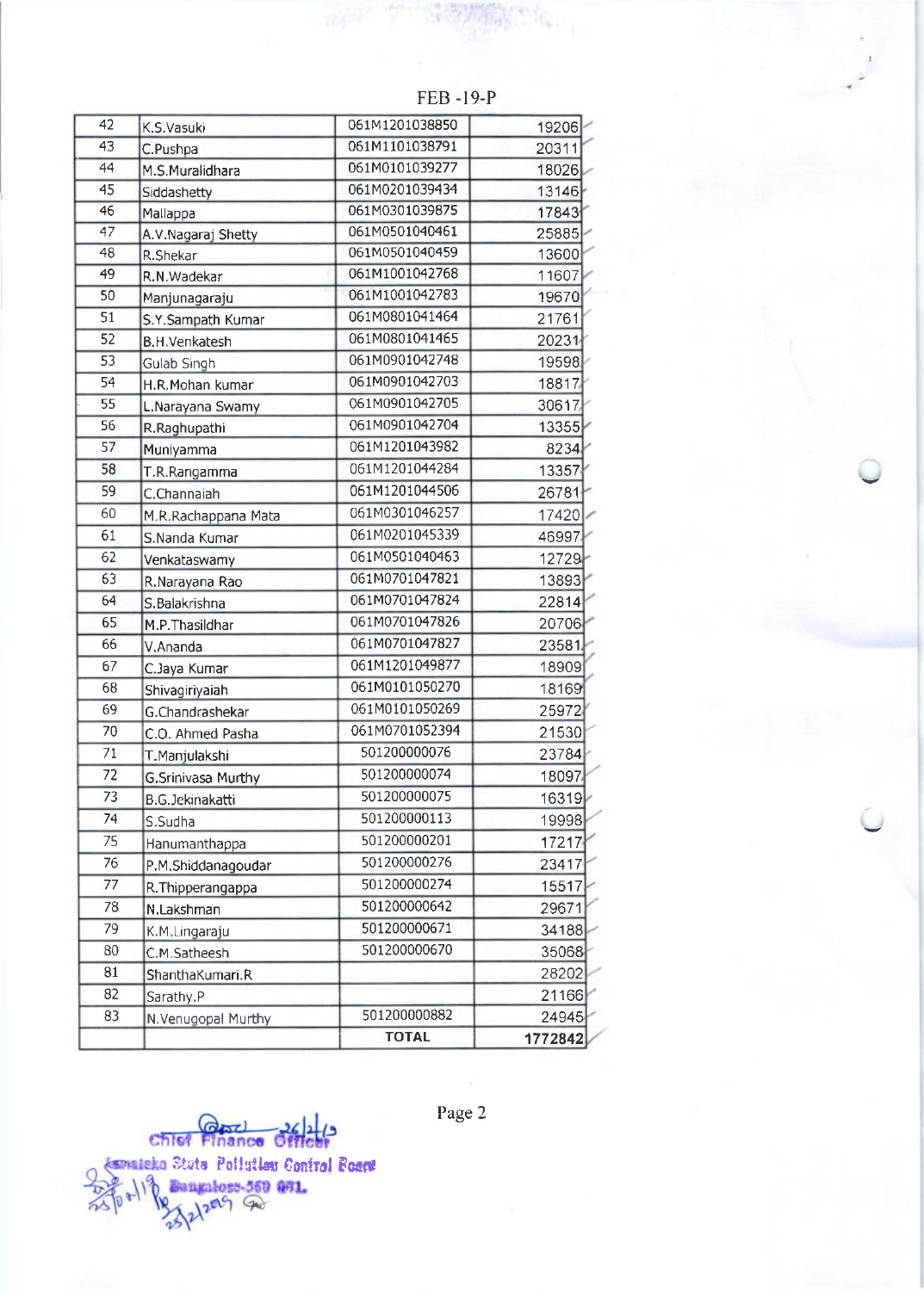FEB -19-P

| | | | |
|---|---|---|---|
| 42 | K.S.Vasuki | 061M1201038850 | 19206 |
| 43 | C.Pushpa | 061M1101038791 | 20311 |
| 44 | M.S.Muralidhara | 061M0101039277 | 18026 |
| 45 | Siddashetty | 061M0201039434 | 13146 |
| 46 | Mallappa | 061M0301039875 | 17843 |
| 47 | A.V.Nagaraj Shetty | 061M0501040461 | 25885 |
| 48 | R.Shekar | 061M0501040459 | 13600 |
| 49 | R.N.Wadekar | 061M1001042768 | 11607 |
| 50 | Manjunagaraju | 061M1001042783 | 19670 |
| 51 | S.Y.Sampath Kumar | 061M0801041464 | 21761 |
| 52 | B.H.Venkatesh | 061M0801041465 | 20231 |
| 53 | Gulab Singh | 061M0901042748 | 19598 |
| 54 | H.R.Mohan kumar | 061M0901042703 | 18817 |
| 55 | L.Narayana Swamy | 061M0901042705 | 30617 |
| 56 | R.Raghupathi | 061M0901042704 | 13355 |
| 57 | Muniyamma | 061M1201043982 | 8234 |
| 58 | T.R.Rangamma | 061M1201044284 | 13357 |
| 59 | C.Channaiah | 061M1201044506 | 26781 |
| 60 | M.R.Rachappana Mata | 061M0301046257 | 17420 |
| 61 | S.Nanda Kumar | 061M0201045339 | 46997 |
| 62 | Venkataswamy | 061M0501040463 | 12729 |
| 63 | R.Narayana Rao | 061M0701047821 | 13893 |
| 64 | S.Balakrishna | 061M0701047824 | 22814 |
| 65 | M.P.Thasildhar | 061M0701047826 | 20706 |
| 66 | V.Ananda | 061M0701047827 | 23581 |
| 67 | C.Jaya Kumar | 061M1201049877 | 18909 |
| 68 | Shivagiriyaiah | 061M0101050270 | 18169 |
| 69 | G.Chandrashekar | 061M0101050269 | 25972 |
| 70 | C.O. Ahmed Pasha | 061M0701052394 | 21530 |
| 71 | T.Manjulakshi | 501200000076 | 23784 |
| 72 | G.Srinivasa Murthy | 501200000074 | 18097 |
| 73 | B.G.Jekinakatti | 501200000075 | 16319 |
| 74 | S.Sudha | 501200000113 | 19998 |
| 75 | Hanumanthappa | 501200000201 | 17217 |
| 76 | P.M.Shiddanagoudar | 501200000276 | 23417 |
| 77 | R.Thipperangappa | 501200000274 | 15517 |
| 78 | N.Lakshman | 501200000642 | 29671 |
| 79 | K.M.Lingaraju | 501200000671 | 34188 |
| 80 | C.M.Satheesh | 501200000670 | 35068 |
| 81 | ShanthaKumari.R | | 28202 |
| 82 | Sarathy.P | | 21166 |
| 83 | N.Venugopal Murthy | 501200000882 | 24945 |
| | | **TOTAL** | **1772842** |

Chief Finance Officer
Karnataka State Pollution Control Board
Bangalore-560 001.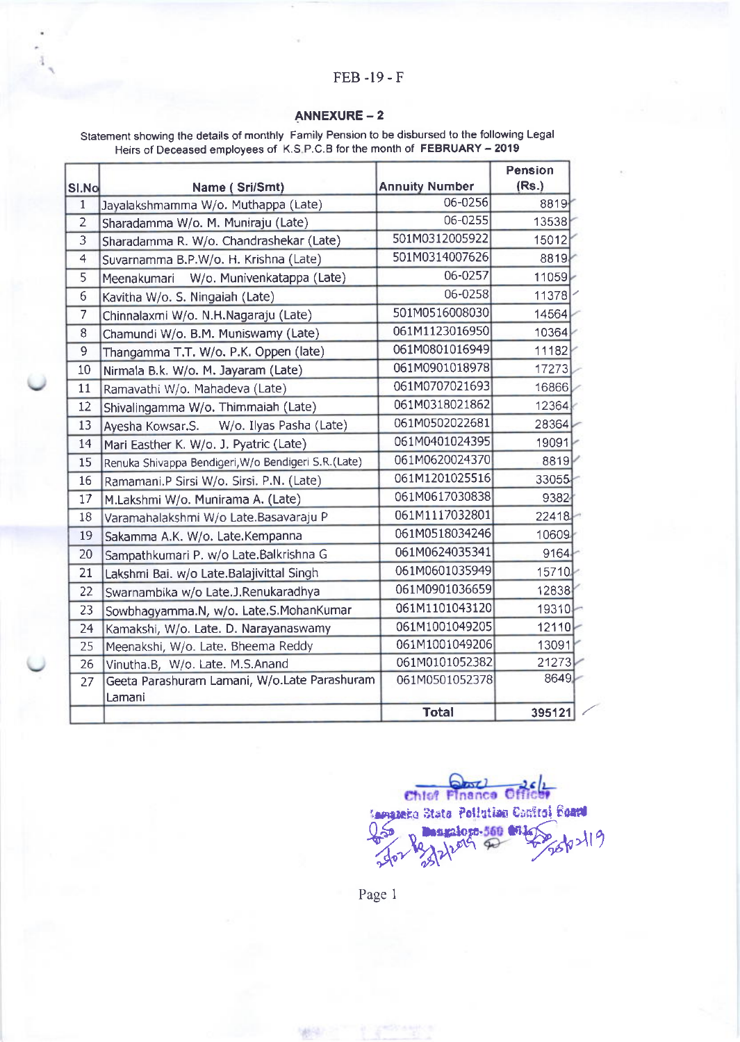FEB -19 - F

## ANNEXURE – 2

Statement showing the details of monthly Family Pension to be disbursed to the following Legal Heirs of Deceased employees of K.S.P.C.B for the month of **FEBRUARY – 2019**

| Sl.No | Name ( Sri/Smt) | Annuity Number | Pension (Rs.) |
|---|---|---|---|
| 1 | Jayalakshmamma W/o. Muthappa (Late) | 06-0256 | 8819 |
| 2 | Sharadamma W/o. M. Muniraju (Late) | 06-0255 | 13538 |
| 3 | Sharadamma R. W/o. Chandrashekar (Late) | 501M0312005922 | 15012 |
| 4 | Suvarnamma B.P.W/o. H. Krishna (Late) | 501M0314007626 | 8819 |
| 5 | Meenakumari W/o. Munivenkatappa (Late) | 06-0257 | 11059 |
| 6 | Kavitha W/o. S. Ningaiah (Late) | 06-0258 | 11378 |
| 7 | Chinnalaxmi W/o. N.H.Nagaraju (Late) | 501M0516008030 | 14564 |
| 8 | Chamundi W/o. B.M. Muniswamy (Late) | 061M1123016950 | 10364 |
| 9 | Thangamma T.T. W/o. P.K. Oppen (late) | 061M0801016949 | 11182 |
| 10 | Nirmala B.k. W/o. M. Jayaram (Late) | 061M0901018978 | 17273 |
| 11 | Ramavathi W/o. Mahadeva (Late) | 061M0707021693 | 16866 |
| 12 | Shivalingamma W/o. Thimmaiah (Late) | 061M0318021862 | 12364 |
| 13 | Ayesha Kowsar.S. W/o. Ilyas Pasha (Late) | 061M0502022681 | 28364 |
| 14 | Mari Easther K. W/o. J. Pyatric (Late) | 061M0401024395 | 19091 |
| 15 | Renuka Shivappa Bendigeri,W/o Bendigeri S.R.(Late) | 061M0620024370 | 8819 |
| 16 | Ramamani.P Sirsi W/o. Sirsi. P.N. (Late) | 061M1201025516 | 33055 |
| 17 | M.Lakshmi W/o. Munirama A. (Late) | 061M0617030838 | 9382 |
| 18 | Varamahalakshmi W/o Late.Basavaraju P | 061M1117032801 | 22418 |
| 19 | Sakamma A.K. W/o. Late.Kempanna | 061M0518034246 | 10609 |
| 20 | Sampathkumari P. w/o Late.Balkrishna G | 061M0624035341 | 9164 |
| 21 | Lakshmi Bai. w/o Late.Balajivittal Singh | 061M0601035949 | 15710 |
| 22 | Swarnambika w/o Late.J.Renukaradhya | 061M0901036659 | 12838 |
| 23 | Sowbhagyamma.N, w/o. Late.S.MohanKumar | 061M1101043120 | 19310 |
| 24 | Kamakshi, W/o. Late. D. Narayanaswamy | 061M1001049205 | 12110 |
| 25 | Meenakshi, W/o. Late. Bheema Reddy | 061M1001049206 | 13091 |
| 26 | Vinutha.B, W/o. Late. M.S.Anand | 061M0101052382 | 21273 |
| 27 | Geeta Parashuram Lamani, W/o.Late Parashuram Lamani | 061M0501052378 | 8649 |
| | | **Total** | **395121** |

Chief Finance Officer
Karnataka State Pollution Control Board
Bangalore-560 01